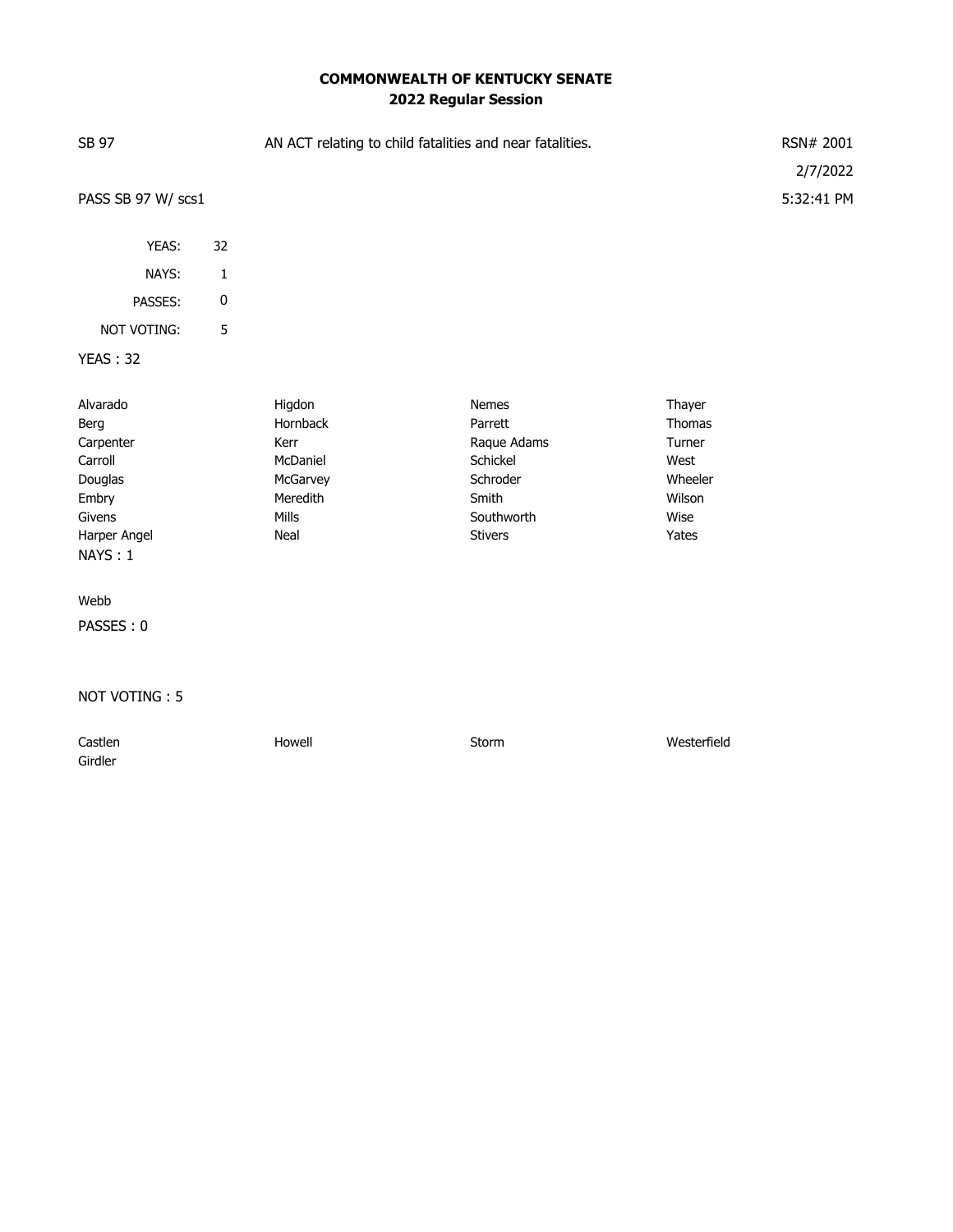# COMMONWEALTH OF KENTUCKY SENATE
## 2022 Regular Session

SB 97 — AN ACT relating to child fatalities and near fatalities. — RSN# 2001

2/7/2022

PASS SB 97 W/ scs1 — 5:32:41 PM

| | |
|---|---|
| YEAS: | 32 |
| NAYS: | 1 |
| PASSES: | 0 |
| NOT VOTING: | 5 |

YEAS : 32

| | | | |
|---|---|---|---|
| Alvarado | Higdon | Nemes | Thayer |
| Berg | Hornback | Parrett | Thomas |
| Carpenter | Kerr | Raque Adams | Turner |
| Carroll | McDaniel | Schickel | West |
| Douglas | McGarvey | Schroder | Wheeler |
| Embry | Meredith | Smith | Wilson |
| Givens | Mills | Southworth | Wise |
| Harper Angel | Neal | Stivers | Yates |

NAYS : 1

Webb

PASSES : 0

NOT VOTING : 5

| | | | |
|---|---|---|---|
| Castlen | Howell | Storm | Westerfield |
| Girdler | | | |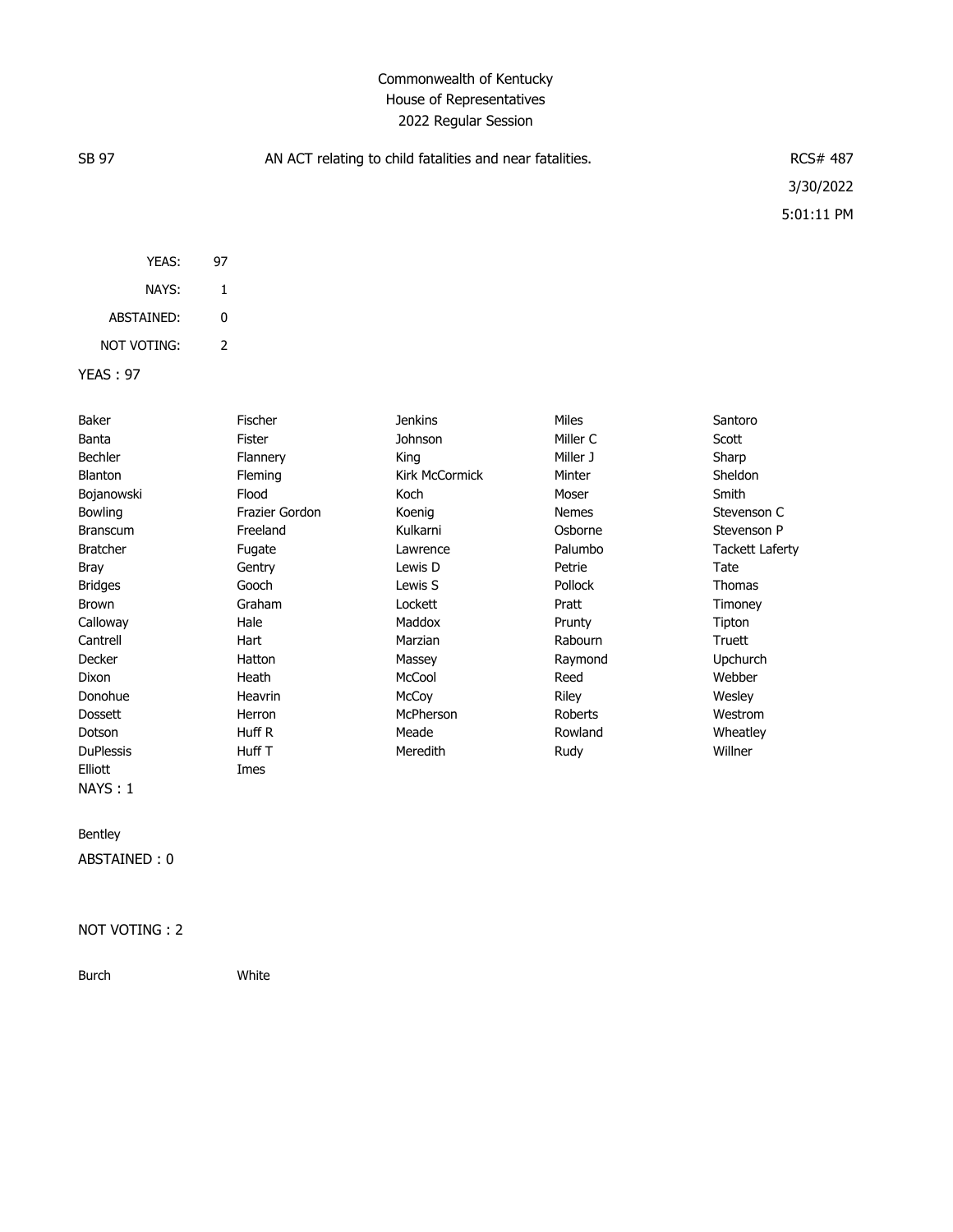Commonwealth of Kentucky
House of Representatives
2022 Regular Session

SB 97 AN ACT relating to child fatalities and near fatalities. RCS# 487

3/30/2022

5:01:11 PM

| | |
|---|---|
| YEAS: | 97 |
| NAYS: | 1 |
| ABSTAINED: | 0 |
| NOT VOTING: | 2 |

YEAS : 97

| | | | | |
|---|---|---|---|---|
| Baker | Fischer | Jenkins | Miles | Santoro |
| Banta | Fister | Johnson | Miller C | Scott |
| Bechler | Flannery | King | Miller J | Sharp |
| Blanton | Fleming | Kirk McCormick | Minter | Sheldon |
| Bojanowski | Flood | Koch | Moser | Smith |
| Bowling | Frazier Gordon | Koenig | Nemes | Stevenson C |
| Branscum | Freeland | Kulkarni | Osborne | Stevenson P |
| Bratcher | Fugate | Lawrence | Palumbo | Tackett Laferty |
| Bray | Gentry | Lewis D | Petrie | Tate |
| Bridges | Gooch | Lewis S | Pollock | Thomas |
| Brown | Graham | Lockett | Pratt | Timoney |
| Calloway | Hale | Maddox | Prunty | Tipton |
| Cantrell | Hart | Marzian | Rabourn | Truett |
| Decker | Hatton | Massey | Raymond | Upchurch |
| Dixon | Heath | McCool | Reed | Webber |
| Donohue | Heavrin | McCoy | Riley | Wesley |
| Dossett | Herron | McPherson | Roberts | Westrom |
| Dotson | Huff R | Meade | Rowland | Wheatley |
| DuPlessis | Huff T | Meredith | Rudy | Willner |
| Elliott | Imes | | | |

NAYS : 1

Bentley

ABSTAINED : 0

NOT VOTING : 2

| | |
|---|---|
| Burch | White |